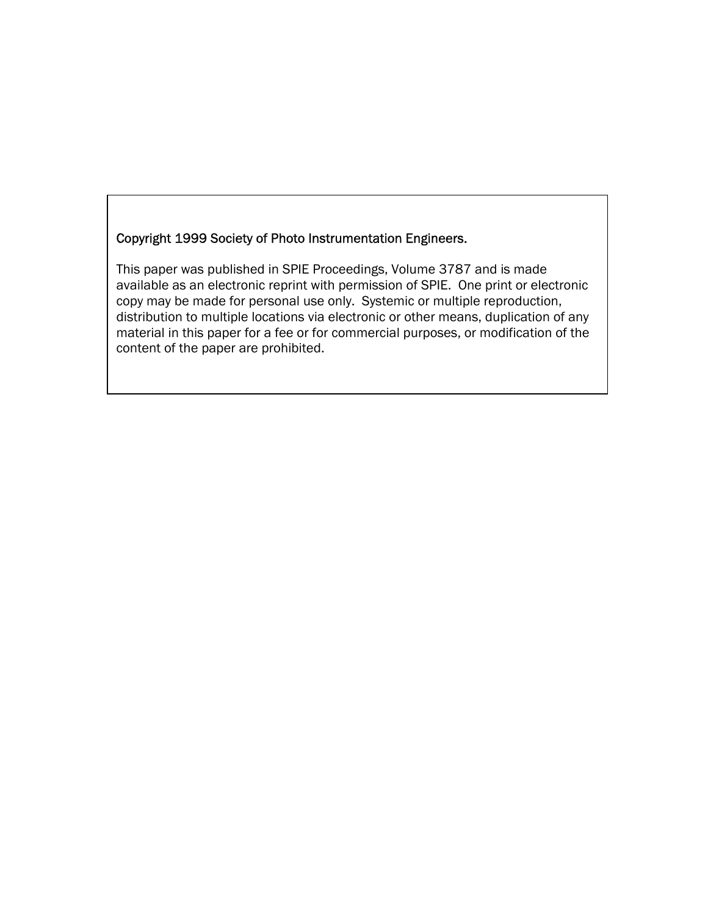Copyright 1999 Society of Photo Instrumentation Engineers.

This paper was published in SPIE Proceedings, Volume 3787 and is made available as an electronic reprint with permission of SPIE. One print or electronic copy may be made for personal use only. Systemic or multiple reproduction, distribution to multiple locations via electronic or other means, duplication of any material in this paper for a fee or for commercial purposes, or modification of the content of the paper are prohibited.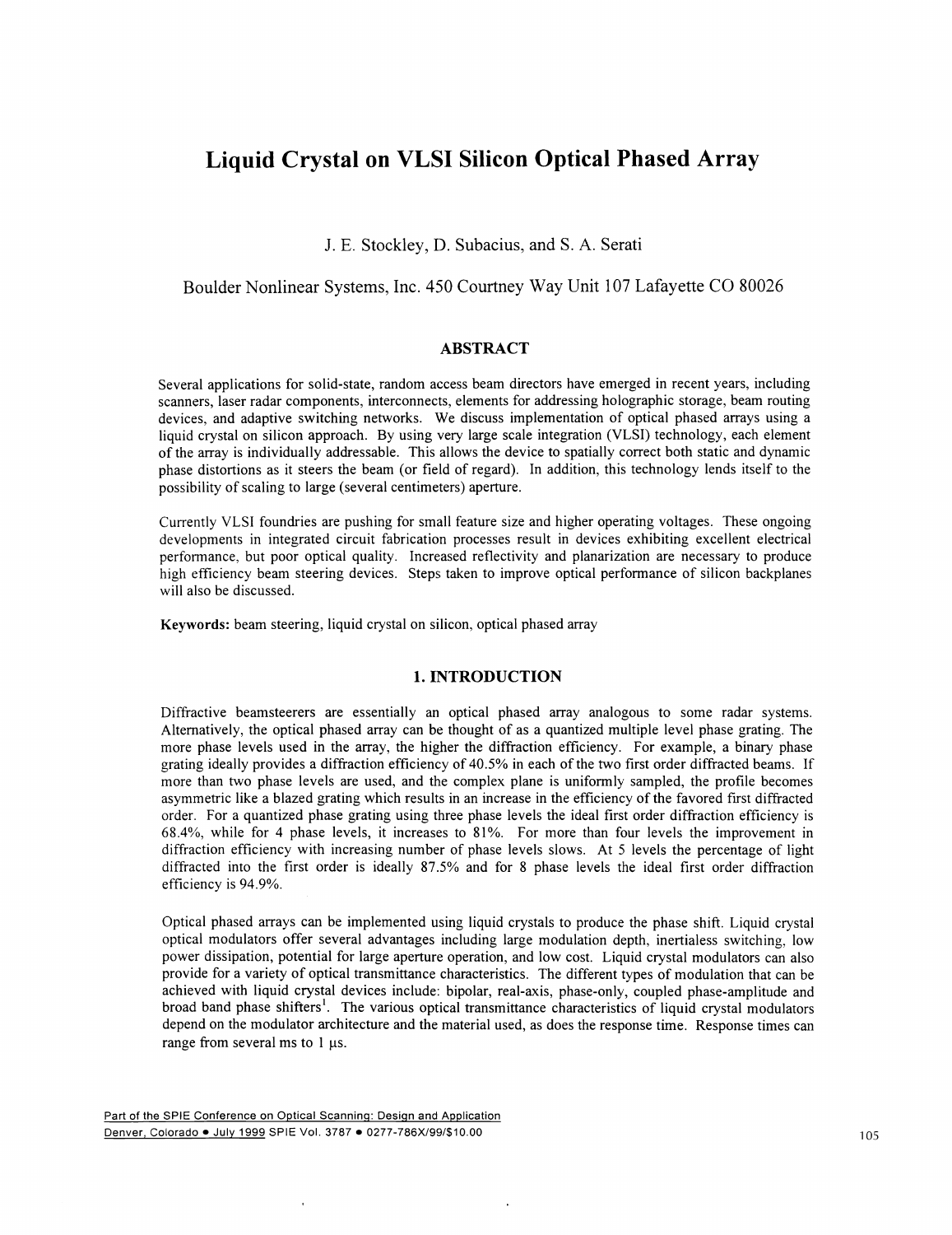# Liquid Crystal on VLSI Silicon Optical Phased Array

J. E. Stockley, D. Subacius, and S. A. Serati

Boulder Nonlinear Systems, Inc. 450 Courtney Way Unit 107 Lafayette CO 80026

## ABSTRACT

Several applications for solid-state, random access beam directors have emerged in recent years, including scanners, laser radar components, interconnects, elements for addressing holographic storage, beam routing devices, and adaptive switching networks. We discuss implementation of optical phased arrays using a liquid crystal on silicon approach. By using very large scale integration (VLSI) technology, each element of the array is individually addressable. This allows the device to spatially correct both static and dynamic phase distortions as it steers the beam (or field of regard). In addition, this technology lends itself to the possibility of scaling to large (several centimeters) aperture.

Currently VLSI foundries are pushing for small feature size and higher operating voltages. These ongoing developments in integrated circuit fabrication processes result in devices exhibiting excellent electrical performance, but poor optical quality. Increased reflectivity and planarization are necessary to produce high efficiency beam steering devices. Steps taken to improve optical performance of silicon backplanes will also be discussed.

**Keywords:** beam steering, liquid crystal on silicon, optical phased array

## 1. INTRODUCTION

Diffractive beamsteerers are essentially an optical phased array analogous to some radar systems. Alternatively, the optical phased array can be thought of as a quantized multiple level phase grating. The more phase levels used in the array, the higher the diffraction efficiency. For example, a binary phase grating ideally provides a diffraction efficiency of 40.5% in each of the two first order diffracted beams. If more than two phase levels are used, and the complex plane is uniformly sampled, the profile becomes asymmetric like a blazed grating which results in an increase in the efficiency of the favored first diffracted order. For a quantized phase grating using three phase levels the ideal first order diffraction efficiency is 68.4%, while for 4 phase levels, it increases to 81%. For more than four levels the improvement in diffraction efficiency with increasing number of phase levels slows. At 5 levels the percentage of light diffracted into the first order is ideally 87.5% and for 8 phase levels the ideal first order diffraction efficiency is 94.9%.

Optical phased arrays can be implemented using liquid crystals to produce the phase shift. Liquid crystal optical modulators offer several advantages including large modulation depth, inertialess switching, low power dissipation, potential for large aperture operation, and low cost. Liquid crystal modulators can also provide for a variety of optical transmittance characteristics. The different types of modulation that can be achieved with liquid crystal devices include: bipolar, real-axis, phase-only, coupled phase-amplitude and broad band phase shifters[1]. The various optical transmittance characteristics of liquid crystal modulators depend on the modulator architecture and the material used, as does the response time. Response times can range from several ms to 1 μs.

Part of the SPIE Conference on Optical Scanning: Design and Application
Denver, Colorado • July 1999 SPIE Vol. 3787 • 0277-786X/99/$10.00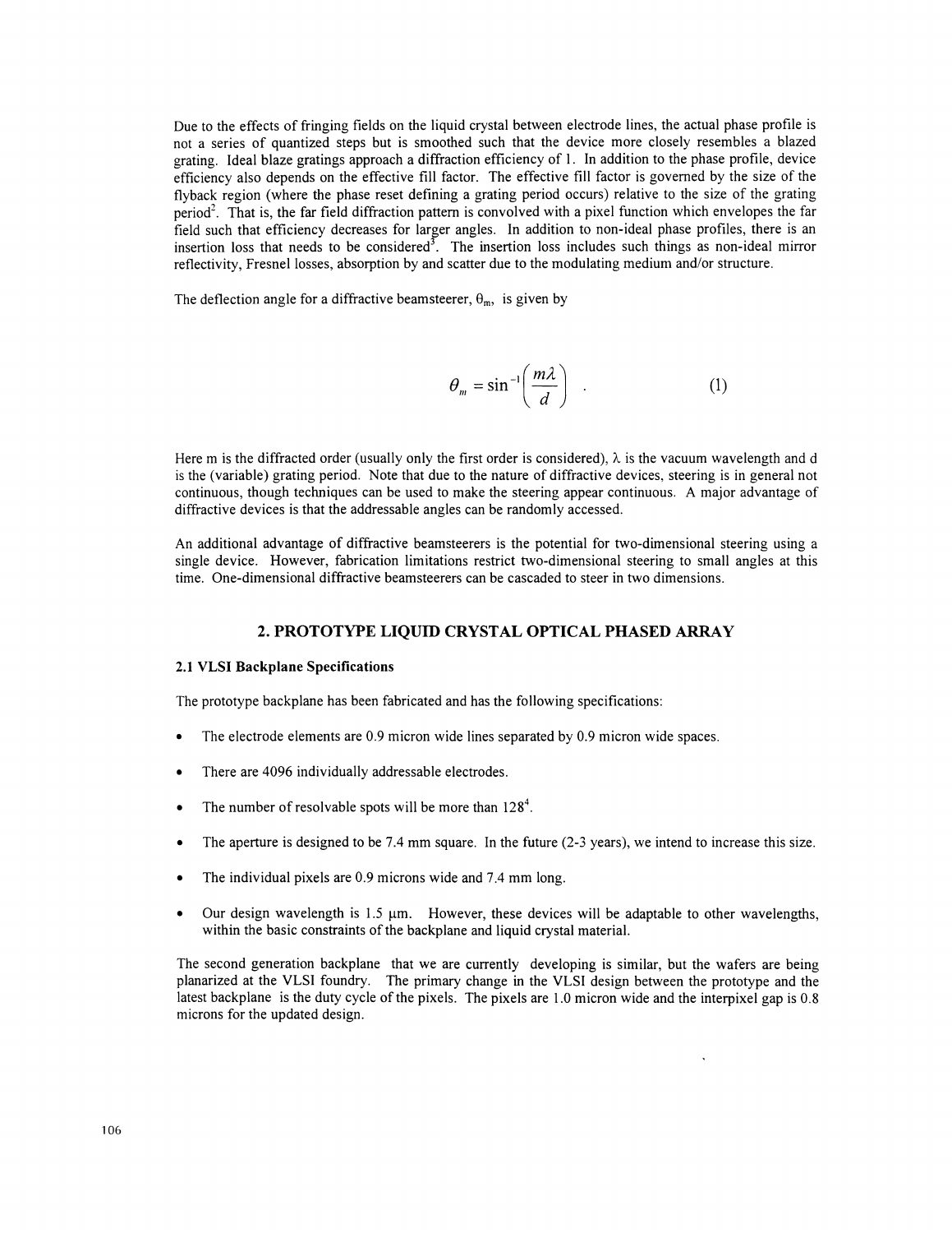Due to the effects of fringing fields on the liquid crystal between electrode lines, the actual phase profile is not a series of quantized steps but is smoothed such that the device more closely resembles a blazed grating. Ideal blaze gratings approach a diffraction efficiency of 1. In addition to the phase profile, device efficiency also depends on the effective fill factor. The effective fill factor is governed by the size of the flyback region (where the phase reset defining a grating period occurs) relative to the size of the grating period[2]. That is, the far field diffraction pattern is convolved with a pixel function which envelopes the far field such that efficiency decreases for larger angles. In addition to non-ideal phase profiles, there is an insertion loss that needs to be considered[3]. The insertion loss includes such things as non-ideal mirror reflectivity, Fresnel losses, absorption by and scatter due to the modulating medium and/or structure.

The deflection angle for a diffractive beamsteerer, $\theta_m$, is given by

$$\theta_m = \sin^{-1}\left(\frac{m\lambda}{d}\right) \quad . \tag{1}$$

Here m is the diffracted order (usually only the first order is considered), $\lambda$ is the vacuum wavelength and d is the (variable) grating period. Note that due to the nature of diffractive devices, steering is in general not continuous, though techniques can be used to make the steering appear continuous. A major advantage of diffractive devices is that the addressable angles can be randomly accessed.

An additional advantage of diffractive beamsteerers is the potential for two-dimensional steering using a single device. However, fabrication limitations restrict two-dimensional steering to small angles at this time. One-dimensional diffractive beamsteerers can be cascaded to steer in two dimensions.

## 2. PROTOTYPE LIQUID CRYSTAL OPTICAL PHASED ARRAY

### 2.1 VLSI Backplane Specifications

The prototype backplane has been fabricated and has the following specifications:

- The electrode elements are 0.9 micron wide lines separated by 0.9 micron wide spaces.
- There are 4096 individually addressable electrodes.
- The number of resolvable spots will be more than 128[4].
- The aperture is designed to be 7.4 mm square. In the future (2-3 years), we intend to increase this size.
- The individual pixels are 0.9 microns wide and 7.4 mm long.
- Our design wavelength is 1.5 μm. However, these devices will be adaptable to other wavelengths, within the basic constraints of the backplane and liquid crystal material.

The second generation backplane that we are currently developing is similar, but the wafers are being planarized at the VLSI foundry. The primary change in the VLSI design between the prototype and the latest backplane is the duty cycle of the pixels. The pixels are 1.0 micron wide and the interpixel gap is 0.8 microns for the updated design.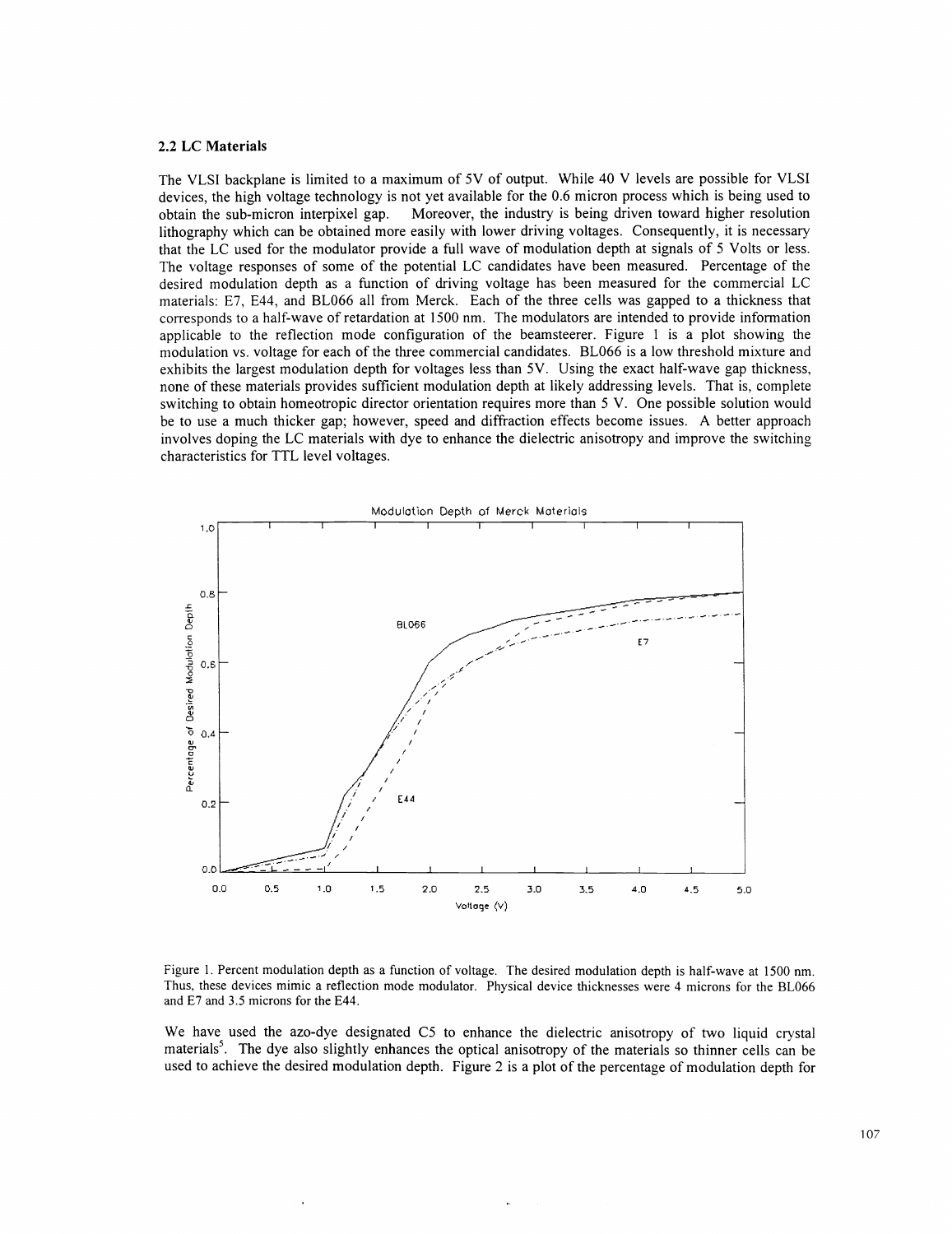### 2.2 LC Materials

The VLSI backplane is limited to a maximum of 5V of output. While 40 V levels are possible for VLSI devices, the high voltage technology is not yet available for the 0.6 micron process which is being used to obtain the sub-micron interpixel gap. Moreover, the industry is being driven toward higher resolution lithography which can be obtained more easily with lower driving voltages. Consequently, it is necessary that the LC used for the modulator provide a full wave of modulation depth at signals of 5 Volts or less. The voltage responses of some of the potential LC candidates have been measured. Percentage of the desired modulation depth as a function of driving voltage has been measured for the commercial LC materials: E7, E44, and BL066 all from Merck. Each of the three cells was gapped to a thickness that corresponds to a half-wave of retardation at 1500 nm. The modulators are intended to provide information applicable to the reflection mode configuration of the beamsteerer. Figure 1 is a plot showing the modulation vs. voltage for each of the three commercial candidates. BL066 is a low threshold mixture and exhibits the largest modulation depth for voltages less than 5V. Using the exact half-wave gap thickness, none of these materials provides sufficient modulation depth at likely addressing levels. That is, complete switching to obtain homeotropic director orientation requires more than 5 V. One possible solution would be to use a much thicker gap; however, speed and diffraction effects become issues. A better approach involves doping the LC materials with dye to enhance the dielectric anisotropy and improve the switching characteristics for TTL level voltages.

Figure 1. Percent modulation depth as a function of voltage. The desired modulation depth is half-wave at 1500 nm. Thus, these devices mimic a reflection mode modulator. Physical device thicknesses were 4 microns for the BL066 and E7 and 3.5 microns for the E44.

We have used the azo-dye designated C5 to enhance the dielectric anisotropy of two liquid crystal materials[5]. The dye also slightly enhances the optical anisotropy of the materials so thinner cells can be used to achieve the desired modulation depth. Figure 2 is a plot of the percentage of modulation depth for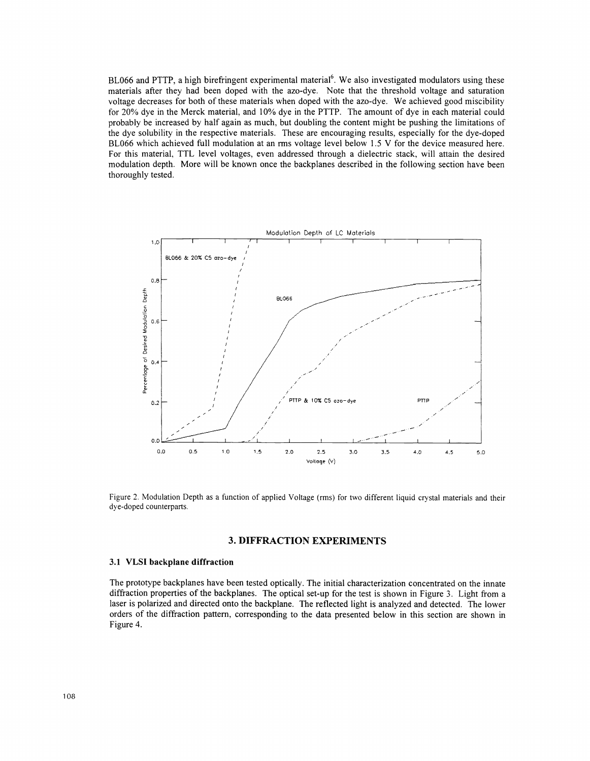BL066 and PTTP, a high birefringent experimental material[6]. We also investigated modulators using these materials after they had been doped with the azo-dye. Note that the threshold voltage and saturation voltage decreases for both of these materials when doped with the azo-dye. We achieved good miscibility for 20% dye in the Merck material, and 10% dye in the PTTP. The amount of dye in each material could probably be increased by half again as much, but doubling the content might be pushing the limitations of the dye solubility in the respective materials. These are encouraging results, especially for the dye-doped BL066 which achieved full modulation at an rms voltage level below 1.5 V for the device measured here. For this material, TTL level voltages, even addressed through a dielectric stack, will attain the desired modulation depth. More will be known once the backplanes described in the following section have been thoroughly tested.

Figure 2. Modulation Depth as a function of applied Voltage (rms) for two different liquid crystal materials and their dye-doped counterparts.

## 3. DIFFRACTION EXPERIMENTS

### 3.1 VLSI backplane diffraction

The prototype backplanes have been tested optically. The initial characterization concentrated on the innate diffraction properties of the backplanes. The optical set-up for the test is shown in Figure 3. Light from a laser is polarized and directed onto the backplane. The reflected light is analyzed and detected. The lower orders of the diffraction pattern, corresponding to the data presented below in this section are shown in Figure 4.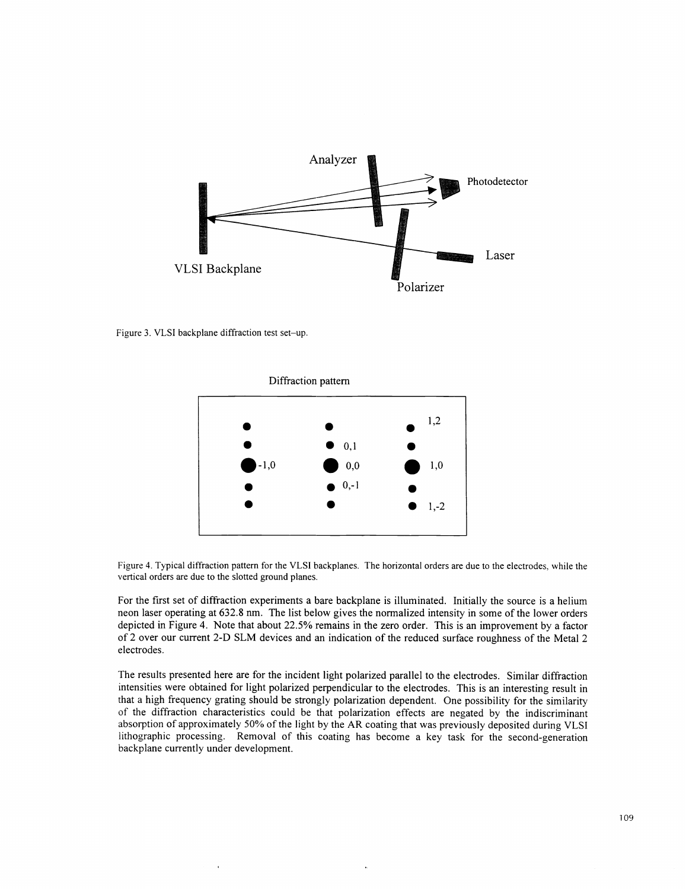Figure 3. VLSI backplane diffraction test set–up.

Figure 4. Typical diffraction pattern for the VLSI backplanes. The horizontal orders are due to the electrodes, while the vertical orders are due to the slotted ground planes.

For the first set of diffraction experiments a bare backplane is illuminated. Initially the source is a helium neon laser operating at 632.8 nm. The list below gives the normalized intensity in some of the lower orders depicted in Figure 4. Note that about 22.5% remains in the zero order. This is an improvement by a factor of 2 over our current 2-D SLM devices and an indication of the reduced surface roughness of the Metal 2 electrodes.

The results presented here are for the incident light polarized parallel to the electrodes. Similar diffraction intensities were obtained for light polarized perpendicular to the electrodes. This is an interesting result in that a high frequency grating should be strongly polarization dependent. One possibility for the similarity of the diffraction characteristics could be that polarization effects are negated by the indiscriminant absorption of approximately 50% of the light by the AR coating that was previously deposited during VLSI lithographic processing. Removal of this coating has become a key task for the second-generation backplane currently under development.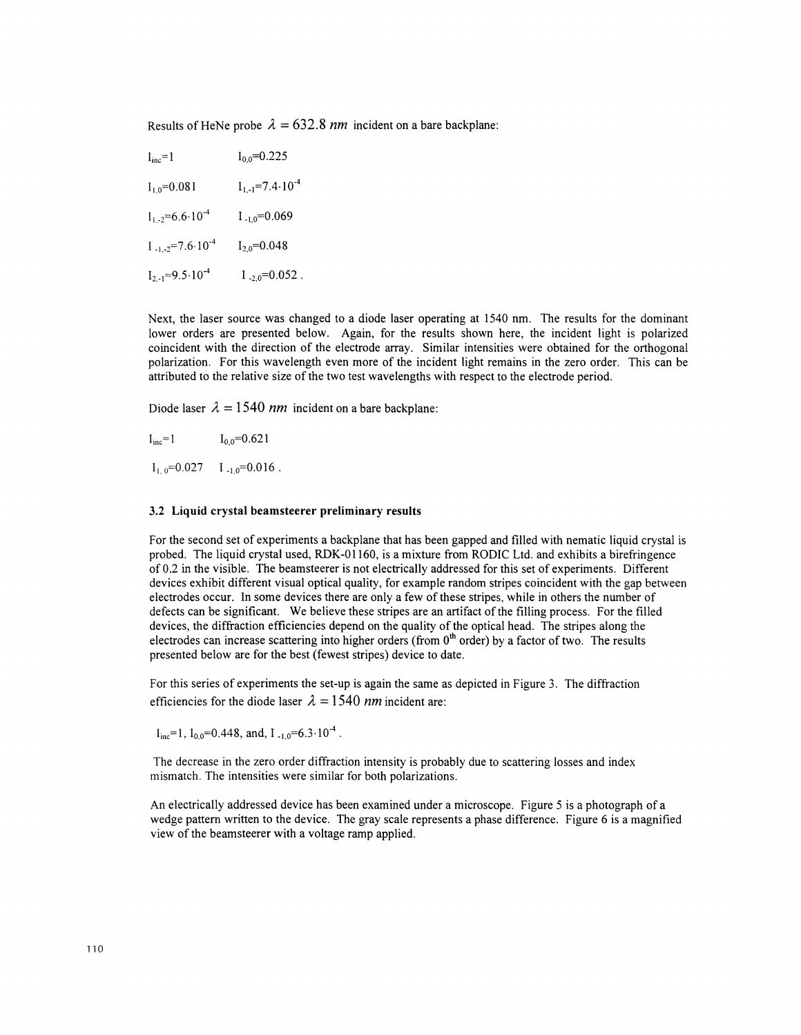Results of HeNe probe $\lambda = 632.8\ nm$ incident on a bare backplane:

$I_{inc}=1$ $\quad$ $I_{0,0}=0.225$

$I_{1,0}=0.081$ $\quad$ $I_{1,-1}=7.4\cdot10^{-4}$

$I_{1,-2}=6.6\cdot10^{-4}$ $\quad$ $I_{-1,0}=0.069$

$I_{-1,-2}=7.6\cdot10^{-4}$ $\quad$ $I_{2,0}=0.048$

$I_{2,-1}=9.5\cdot10^{-4}$ $\quad$ $I_{-2,0}=0.052$ .

Next, the laser source was changed to a diode laser operating at 1540 nm. The results for the dominant lower orders are presented below. Again, for the results shown here, the incident light is polarized coincident with the direction of the electrode array. Similar intensities were obtained for the orthogonal polarization. For this wavelength even more of the incident light remains in the zero order. This can be attributed to the relative size of the two test wavelengths with respect to the electrode period.

Diode laser $\lambda = 1540\ nm$ incident on a bare backplane:

$I_{inc}=1$ $\quad$ $I_{0,0}=0.621$

$I_{1,0}=0.027$ $\quad$ $I_{-1,0}=0.016$ .

### 3.2 Liquid crystal beamsteerer preliminary results

For the second set of experiments a backplane that has been gapped and filled with nematic liquid crystal is probed. The liquid crystal used, RDK-01160, is a mixture from RODIC Ltd. and exhibits a birefringence of 0.2 in the visible. The beamsteerer is not electrically addressed for this set of experiments. Different devices exhibit different visual optical quality, for example random stripes coincident with the gap between electrodes occur. In some devices there are only a few of these stripes, while in others the number of defects can be significant. We believe these stripes are an artifact of the filling process. For the filled devices, the diffraction efficiencies depend on the quality of the optical head. The stripes along the electrodes can increase scattering into higher orders (from $0^{th}$ order) by a factor of two. The results presented below are for the best (fewest stripes) device to date.

For this series of experiments the set-up is again the same as depicted in Figure 3. The diffraction efficiencies for the diode laser $\lambda = 1540\ nm$ incident are:

$I_{inc}=1$, $I_{0,0}=0.448$, and, $I_{-1,0}=6.3\cdot10^{-4}$ .

The decrease in the zero order diffraction intensity is probably due to scattering losses and index mismatch. The intensities were similar for both polarizations.

An electrically addressed device has been examined under a microscope. Figure 5 is a photograph of a wedge pattern written to the device. The gray scale represents a phase difference. Figure 6 is a magnified view of the beamsteerer with a voltage ramp applied.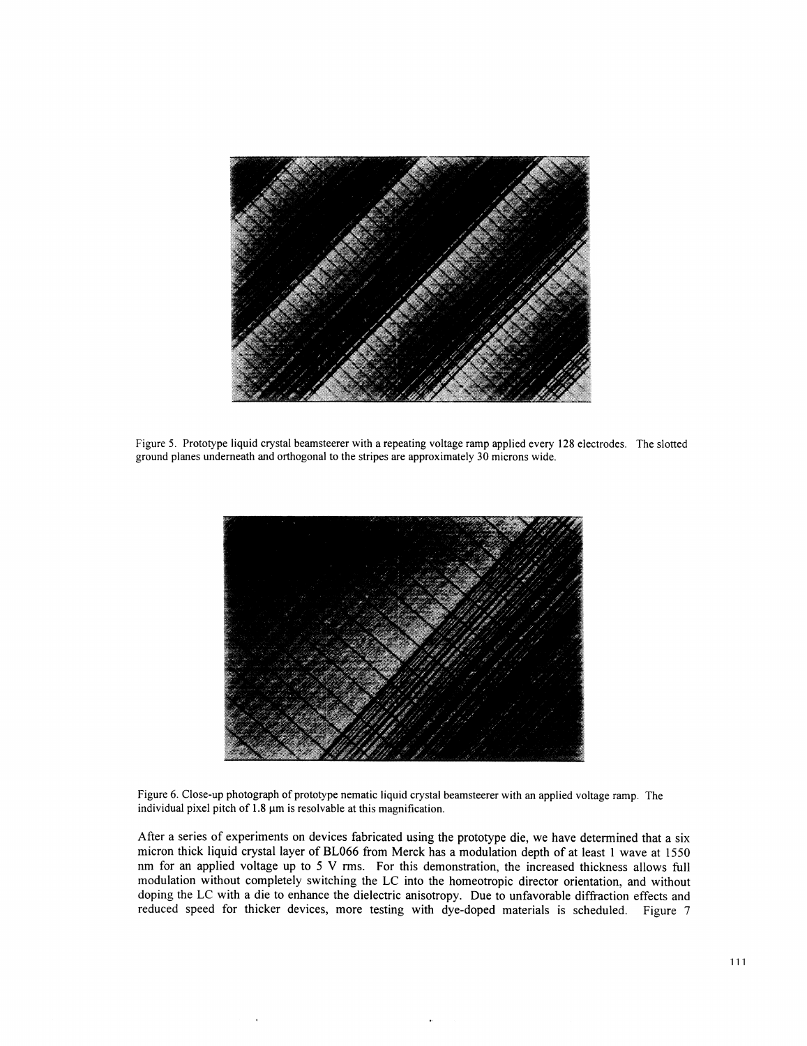Figure 5. Prototype liquid crystal beamsteerer with a repeating voltage ramp applied every 128 electrodes. The slotted ground planes underneath and orthogonal to the stripes are approximately 30 microns wide.

Figure 6. Close-up photograph of prototype nematic liquid crystal beamsteerer with an applied voltage ramp. The individual pixel pitch of 1.8 μm is resolvable at this magnification.

After a series of experiments on devices fabricated using the prototype die, we have determined that a six micron thick liquid crystal layer of BL066 from Merck has a modulation depth of at least 1 wave at 1550 nm for an applied voltage up to 5 V rms. For this demonstration, the increased thickness allows full modulation without completely switching the LC into the homeotropic director orientation, and without doping the LC with a die to enhance the dielectric anisotropy. Due to unfavorable diffraction effects and reduced speed for thicker devices, more testing with dye-doped materials is scheduled. Figure 7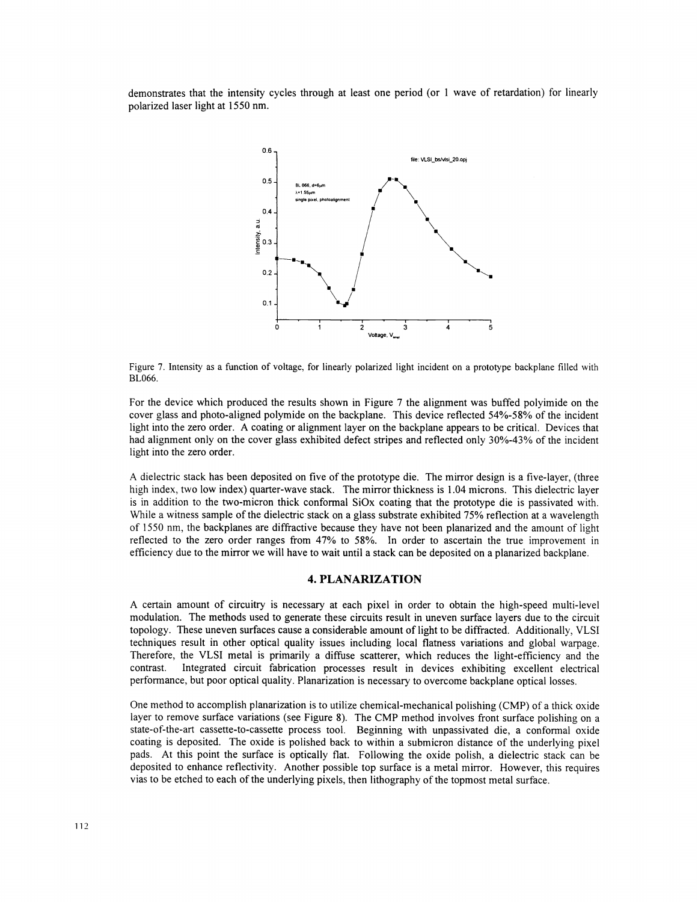demonstrates that the intensity cycles through at least one period (or 1 wave of retardation) for linearly polarized laser light at 1550 nm.

Figure 7. Intensity as a function of voltage, for linearly polarized light incident on a prototype backplane filled with BL066.

For the device which produced the results shown in Figure 7 the alignment was buffed polyimide on the cover glass and photo-aligned polymide on the backplane. This device reflected 54%-58% of the incident light into the zero order. A coating or alignment layer on the backplane appears to be critical. Devices that had alignment only on the cover glass exhibited defect stripes and reflected only 30%-43% of the incident light into the zero order.

A dielectric stack has been deposited on five of the prototype die. The mirror design is a five-layer, (three high index, two low index) quarter-wave stack. The mirror thickness is 1.04 microns. This dielectric layer is in addition to the two-micron thick conformal SiOx coating that the prototype die is passivated with. While a witness sample of the dielectric stack on a glass substrate exhibited 75% reflection at a wavelength of 1550 nm, the backplanes are diffractive because they have not been planarized and the amount of light reflected to the zero order ranges from 47% to 58%. In order to ascertain the true improvement in efficiency due to the mirror we will have to wait until a stack can be deposited on a planarized backplane.

## 4. PLANARIZATION

A certain amount of circuitry is necessary at each pixel in order to obtain the high-speed multi-level modulation. The methods used to generate these circuits result in uneven surface layers due to the circuit topology. These uneven surfaces cause a considerable amount of light to be diffracted. Additionally, VLSI techniques result in other optical quality issues including local flatness variations and global warpage. Therefore, the VLSI metal is primarily a diffuse scatterer, which reduces the light-efficiency and the contrast. Integrated circuit fabrication processes result in devices exhibiting excellent electrical performance, but poor optical quality. Planarization is necessary to overcome backplane optical losses.

One method to accomplish planarization is to utilize chemical-mechanical polishing (CMP) of a thick oxide layer to remove surface variations (see Figure 8). The CMP method involves front surface polishing on a state-of-the-art cassette-to-cassette process tool. Beginning with unpassivated die, a conformal oxide coating is deposited. The oxide is polished back to within a submicron distance of the underlying pixel pads. At this point the surface is optically flat. Following the oxide polish, a dielectric stack can be deposited to enhance reflectivity. Another possible top surface is a metal mirror. However, this requires vias to be etched to each of the underlying pixels, then lithography of the topmost metal surface.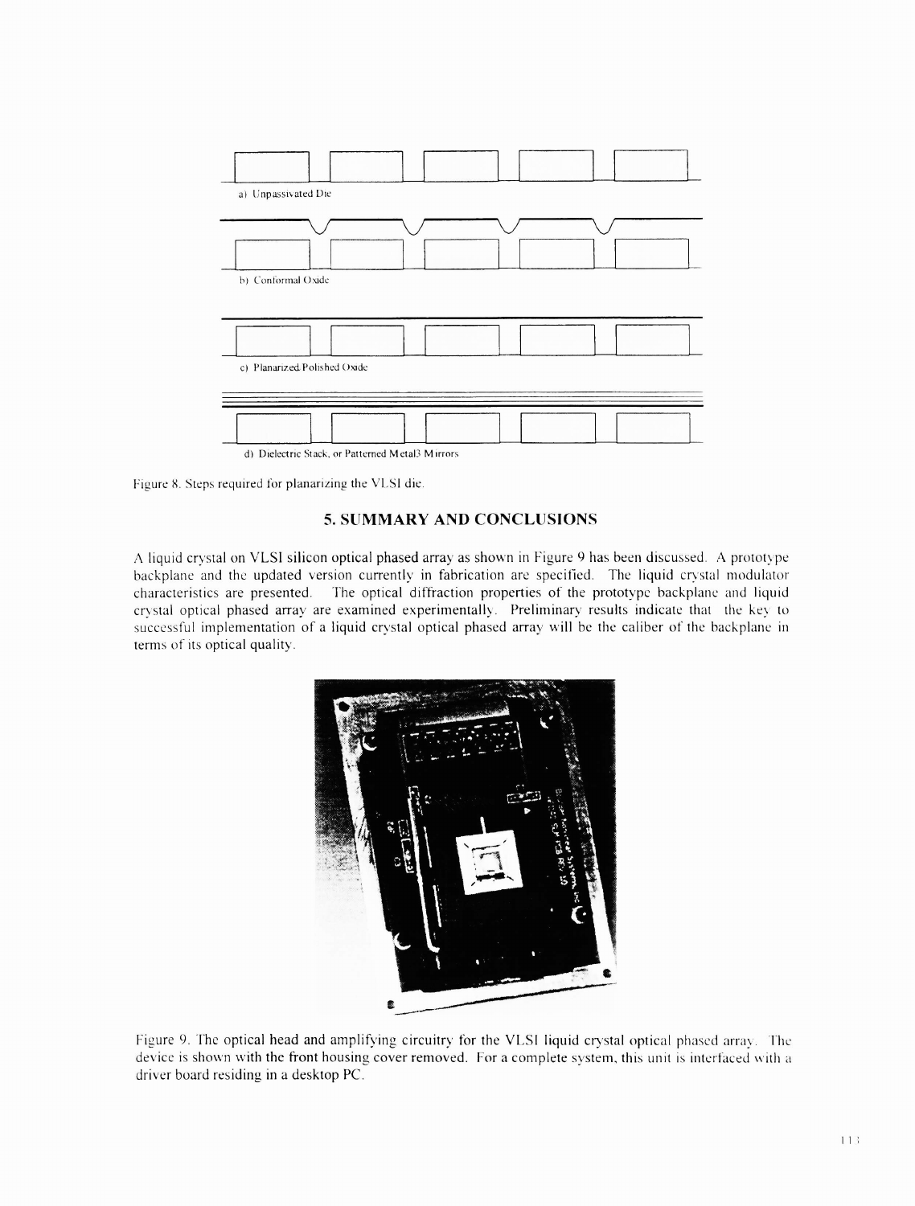a) Unpassivated Die

b) Conformal Oxide

c) Planarized Polished Oxide

d) Dielectric Stack, or Patterned Metal3 Mirrors

Figure 8. Steps required for planarizing the VLSI die.

## 5. SUMMARY AND CONCLUSIONS

A liquid crystal on VLSI silicon optical phased array as shown in Figure 9 has been discussed. A prototype backplane and the updated version currently in fabrication are specified. The liquid crystal modulator characteristics are presented. The optical diffraction properties of the prototype backplane and liquid crystal optical phased array are examined experimentally. Preliminary results indicate that the key to successful implementation of a liquid crystal optical phased array will be the caliber of the backplane in terms of its optical quality.

Figure 9. The optical head and amplifying circuitry for the VLSI liquid crystal optical phased array. The device is shown with the front housing cover removed. For a complete system, this unit is interfaced with a driver board residing in a desktop PC.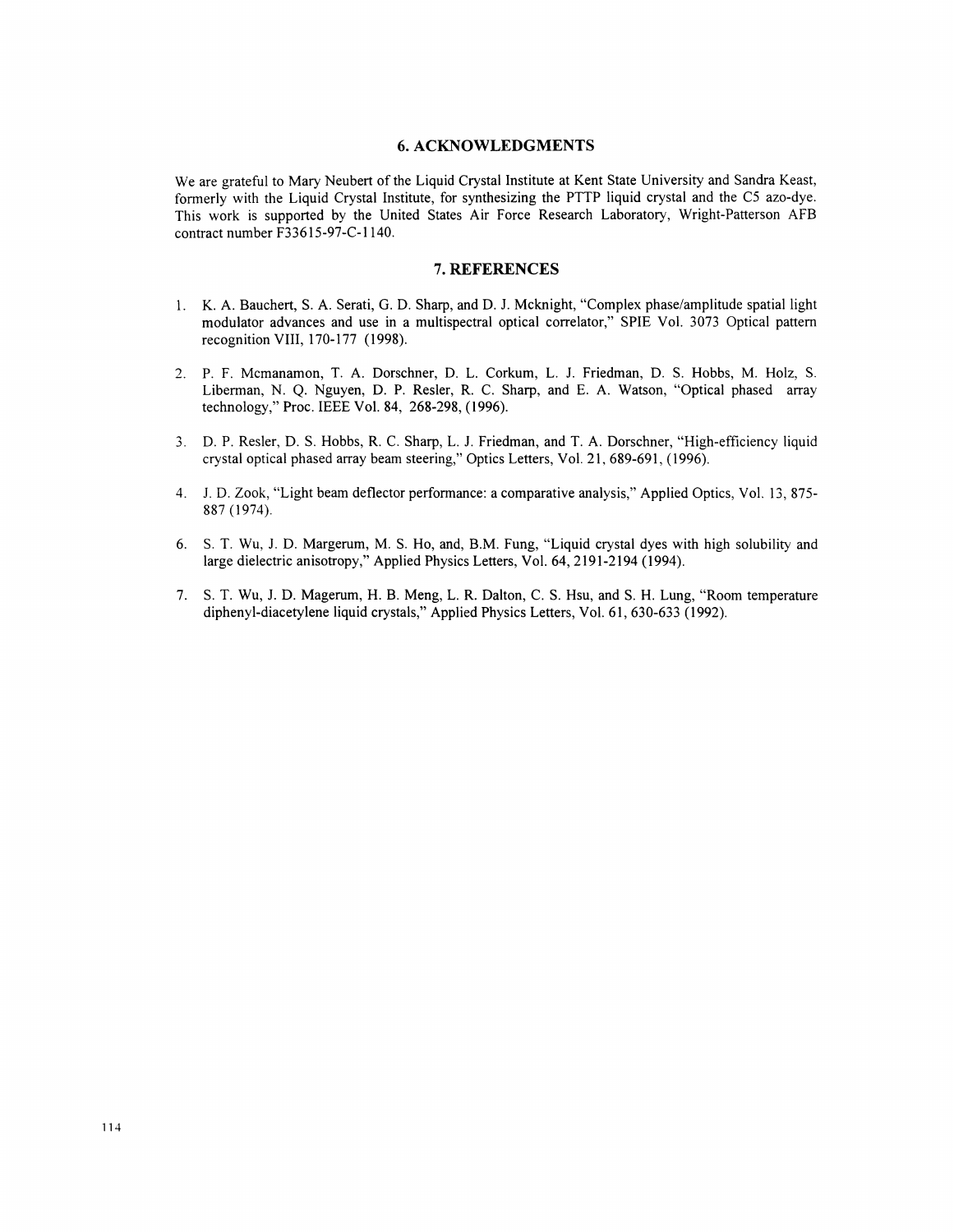## 6. ACKNOWLEDGMENTS

We are grateful to Mary Neubert of the Liquid Crystal Institute at Kent State University and Sandra Keast, formerly with the Liquid Crystal Institute, for synthesizing the PTTP liquid crystal and the C5 azo-dye. This work is supported by the United States Air Force Research Laboratory, Wright-Patterson AFB contract number F33615-97-C-1140.

## 7. REFERENCES

1. K. A. Bauchert, S. A. Serati, G. D. Sharp, and D. J. Mcknight, "Complex phase/amplitude spatial light modulator advances and use in a multispectral optical correlator," SPIE Vol. 3073 Optical pattern recognition VIII, 170-177 (1998).

2. P. F. Mcmanamon, T. A. Dorschner, D. L. Corkum, L. J. Friedman, D. S. Hobbs, M. Holz, S. Liberman, N. Q. Nguyen, D. P. Resler, R. C. Sharp, and E. A. Watson, "Optical phased array technology," Proc. IEEE Vol. 84, 268-298, (1996).

3. D. P. Resler, D. S. Hobbs, R. C. Sharp, L. J. Friedman, and T. A. Dorschner, "High-efficiency liquid crystal optical phased array beam steering," Optics Letters, Vol. 21, 689-691, (1996).

4. J. D. Zook, "Light beam deflector performance: a comparative analysis," Applied Optics, Vol. 13, 875-887 (1974).

6. S. T. Wu, J. D. Margerum, M. S. Ho, and, B.M. Fung, "Liquid crystal dyes with high solubility and large dielectric anisotropy," Applied Physics Letters, Vol. 64, 2191-2194 (1994).

7. S. T. Wu, J. D. Magerum, H. B. Meng, L. R. Dalton, C. S. Hsu, and S. H. Lung, "Room temperature diphenyl-diacetylene liquid crystals," Applied Physics Letters, Vol. 61, 630-633 (1992).